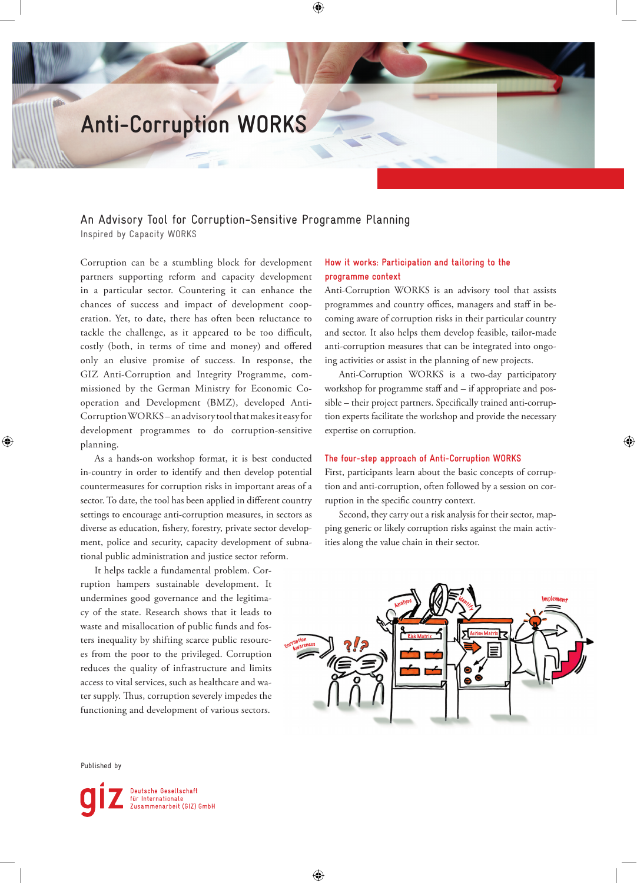# Anti-Corruption WORKS

## An Advisory Tool for Corruption-Sensitive Programme Planning

Inspired by Capacity WORKS

Corruption can be a stumbling block for development partners supporting reform and capacity development in a particular sector. Countering it can enhance the chances of success and impact of development cooperation. Yet, to date, there has often been reluctance to tackle the challenge, as it appeared to be too difficult, costly (both, in terms of time and money) and offered only an elusive promise of success. In response, the GIZ Anti-Corruption and Integrity Programme, commissioned by the German Ministry for Economic Cooperation and Development (BMZ), developed Anti-Corruption WORKS – an advisory tool that makes it easy for development programmes to do corruption-sensitive planning.

As a hands-on workshop format, it is best conducted in-country in order to identify and then develop potential countermeasures for corruption risks in important areas of a sector. To date, the tool has been applied in different country settings to encourage anti-corruption measures, in sectors as diverse as education, fishery, forestry, private sector development, police and security, capacity development of subnational public administration and justice sector reform.

It helps tackle a fundamental problem. Corruption hampers sustainable development. It undermines good governance and the legitimacy of the state. Research shows that it leads to waste and misallocation of public funds and fosters inequality by shifting scarce public resources from the poor to the privileged. Corruption reduces the quality of infrastructure and limits access to vital services, such as healthcare and water supply. Thus, corruption severely impedes the functioning and development of various sectors.

### How it works: Participation and tailoring to the programme context

Anti-Corruption WORKS is an advisory tool that assists programmes and country offices, managers and staff in becoming aware of corruption risks in their particular country and sector. It also helps them develop feasible, tailor-made anti-corruption measures that can be integrated into ongoing activities or assist in the planning of new projects.

Anti-Corruption WORKS is a two-day participatory workshop for programme staff and – if appropriate and possible – their project partners. Specifically trained anti-corruption experts facilitate the workshop and provide the necessary expertise on corruption.

### The four-step approach of Anti-Corruption WORKS

First, participants learn about the basic concepts of corruption and anti-corruption, often followed by a session on corruption in the specific country context.

Second, they carry out a risk analysis for their sector, mapping generic or likely corruption risks against the main activities along the value chain in their sector.

Published by

Deutsche Gesellschaft für Internationale Zusammenarbeit (GIZ) GmbH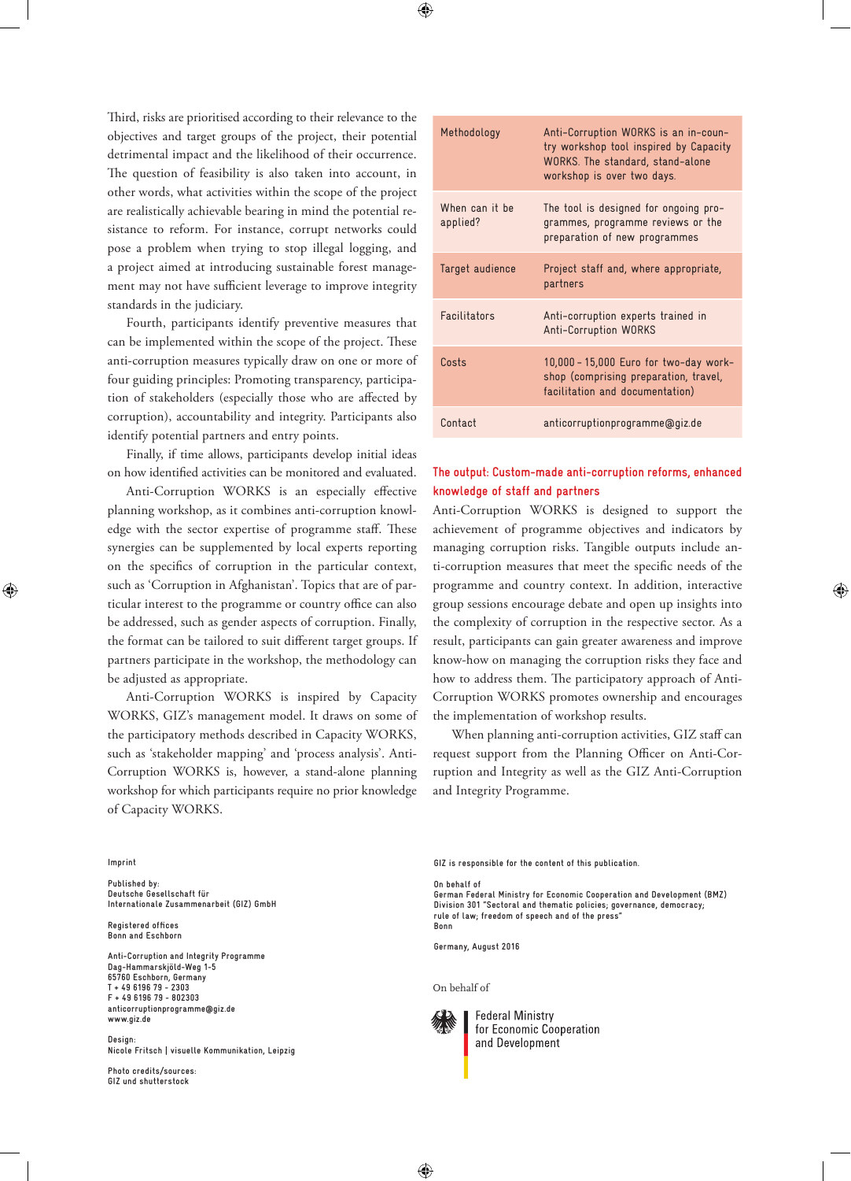Third, risks are prioritised according to their relevance to the objectives and target groups of the project, their potential detrimental impact and the likelihood of their occurrence. The question of feasibility is also taken into account, in other words, what activities within the scope of the project are realistically achievable bearing in mind the potential resistance to reform. For instance, corrupt networks could pose a problem when trying to stop illegal logging, and a project aimed at introducing sustainable forest management may not have sufficient leverage to improve integrity standards in the judiciary.

Fourth, participants identify preventive measures that can be implemented within the scope of the project. These anti-corruption measures typically draw on one or more of four guiding principles: Promoting transparency, participation of stakeholders (especially those who are affected by corruption), accountability and integrity. Participants also identify potential partners and entry points.

Finally, if time allows, participants develop initial ideas on how identified activities can be monitored and evaluated.

Anti-Corruption WORKS is an especially effective planning workshop, as it combines anti-corruption knowledge with the sector expertise of programme staff. These synergies can be supplemented by local experts reporting on the specifics of corruption in the particular context, such as 'Corruption in Afghanistan'. Topics that are of particular interest to the programme or country office can also be addressed, such as gender aspects of corruption. Finally, the format can be tailored to suit different target groups. If partners participate in the workshop, the methodology can be adjusted as appropriate.

Anti-Corruption WORKS is inspired by Capacity WORKS, GIZ's management model. It draws on some of the participatory methods described in Capacity WORKS, such as 'stakeholder mapping' and 'process analysis'. Anti-Corruption WORKS is, however, a stand-alone planning workshop for which participants require no prior knowledge of Capacity WORKS.

| | |
|---|---|
| Methodology | Anti-Corruption WORKS is an in-country workshop tool inspired by Capacity WORKS. The standard, stand-alone workshop is over two days. |
| When can it be applied? | The tool is designed for ongoing programmes, programme reviews or the preparation of new programmes |
| Target audience | Project staff and, where appropriate, partners |
| Facilitators | Anti-corruption experts trained in Anti-Corruption WORKS |
| Costs | 10,000 – 15,000 Euro for two-day workshop (comprising preparation, travel, facilitation and documentation) |
| Contact | anticorruptionprogramme@giz.de |

## The output: Custom-made anti-corruption reforms, enhanced knowledge of staff and partners

Anti-Corruption WORKS is designed to support the achievement of programme objectives and indicators by managing corruption risks. Tangible outputs include anti-corruption measures that meet the specific needs of the programme and country context. In addition, interactive group sessions encourage debate and open up insights into the complexity of corruption in the respective sector. As a result, participants can gain greater awareness and improve know-how on managing the corruption risks they face and how to address them. The participatory approach of Anti-Corruption WORKS promotes ownership and encourages the implementation of workshop results.

When planning anti-corruption activities, GIZ staff can request support from the Planning Officer on Anti-Corruption and Integrity as well as the GIZ Anti-Corruption and Integrity Programme.

Imprint

Published by:
Deutsche Gesellschaft für
Internationale Zusammenarbeit (GIZ) GmbH

Registered offices
Bonn and Eschborn

Anti-Corruption and Integrity Programme
Dag-Hammarskjöld-Weg 1-5
65760 Eschborn, Germany
T + 49 6196 79 - 2303
F + 49 6196 79 - 802303
anticorruptionprogramme@giz.de
www.giz.de

Design:
Nicole Fritsch | visuelle Kommunikation, Leipzig

Photo credits/sources:
GIZ und shutterstock

GIZ is responsible for the content of this publication.

On behalf of
German Federal Ministry for Economic Cooperation and Development (BMZ)
Division 301 "Sectoral and thematic policies; governance, democracy;
rule of law; freedom of speech and of the press"
Bonn

Germany, August 2016

On behalf of

Federal Ministry
for Economic Cooperation
and Development